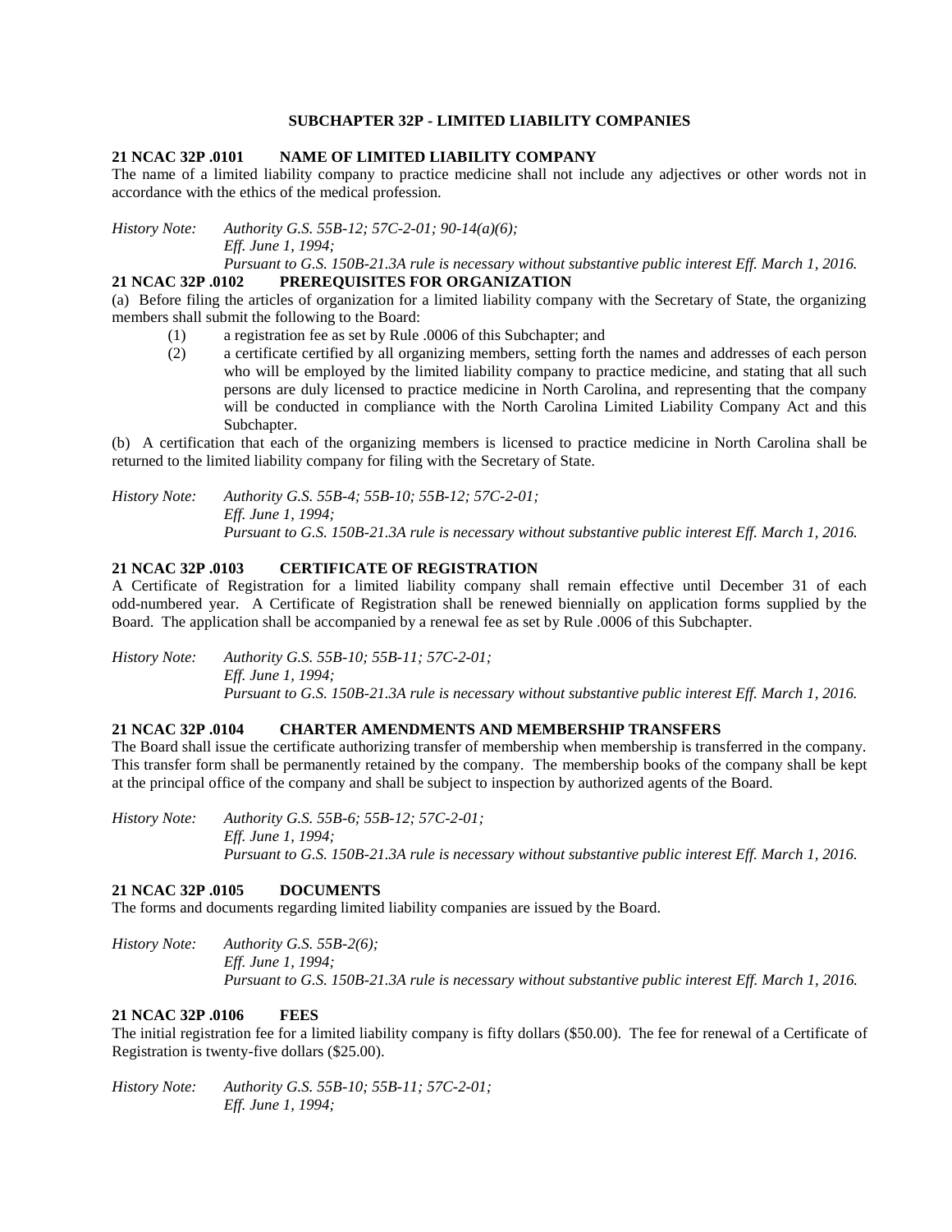## SUBCHAPTER 32P - LIMITED LIABILITY COMPANIES

### 21 NCAC 32P .0101 NAME OF LIMITED LIABILITY COMPANY

The name of a limited liability company to practice medicine shall not include any adjectives or other words not in accordance with the ethics of the medical profession.

*History Note: Authority G.S. 55B-12; 57C-2-01; 90-14(a)(6);*
*Eff. June 1, 1994;*
*Pursuant to G.S. 150B-21.3A rule is necessary without substantive public interest Eff. March 1, 2016.*

### 21 NCAC 32P .0102 PREREQUISITES FOR ORGANIZATION

(a) Before filing the articles of organization for a limited liability company with the Secretary of State, the organizing members shall submit the following to the Board:

(1) a registration fee as set by Rule .0006 of this Subchapter; and

(2) a certificate certified by all organizing members, setting forth the names and addresses of each person who will be employed by the limited liability company to practice medicine, and stating that all such persons are duly licensed to practice medicine in North Carolina, and representing that the company will be conducted in compliance with the North Carolina Limited Liability Company Act and this Subchapter.

(b) A certification that each of the organizing members is licensed to practice medicine in North Carolina shall be returned to the limited liability company for filing with the Secretary of State.

*History Note: Authority G.S. 55B-4; 55B-10; 55B-12; 57C-2-01;*
*Eff. June 1, 1994;*
*Pursuant to G.S. 150B-21.3A rule is necessary without substantive public interest Eff. March 1, 2016.*

### 21 NCAC 32P .0103 CERTIFICATE OF REGISTRATION

A Certificate of Registration for a limited liability company shall remain effective until December 31 of each odd-numbered year. A Certificate of Registration shall be renewed biennially on application forms supplied by the Board. The application shall be accompanied by a renewal fee as set by Rule .0006 of this Subchapter.

*History Note: Authority G.S. 55B-10; 55B-11; 57C-2-01;*
*Eff. June 1, 1994;*
*Pursuant to G.S. 150B-21.3A rule is necessary without substantive public interest Eff. March 1, 2016.*

### 21 NCAC 32P .0104 CHARTER AMENDMENTS AND MEMBERSHIP TRANSFERS

The Board shall issue the certificate authorizing transfer of membership when membership is transferred in the company. This transfer form shall be permanently retained by the company. The membership books of the company shall be kept at the principal office of the company and shall be subject to inspection by authorized agents of the Board.

*History Note: Authority G.S. 55B-6; 55B-12; 57C-2-01;*
*Eff. June 1, 1994;*
*Pursuant to G.S. 150B-21.3A rule is necessary without substantive public interest Eff. March 1, 2016.*

### 21 NCAC 32P .0105 DOCUMENTS

The forms and documents regarding limited liability companies are issued by the Board.

*History Note: Authority G.S. 55B-2(6);*
*Eff. June 1, 1994;*
*Pursuant to G.S. 150B-21.3A rule is necessary without substantive public interest Eff. March 1, 2016.*

### 21 NCAC 32P .0106 FEES

The initial registration fee for a limited liability company is fifty dollars ($50.00). The fee for renewal of a Certificate of Registration is twenty-five dollars ($25.00).

*History Note: Authority G.S. 55B-10; 55B-11; 57C-2-01;*
*Eff. June 1, 1994;*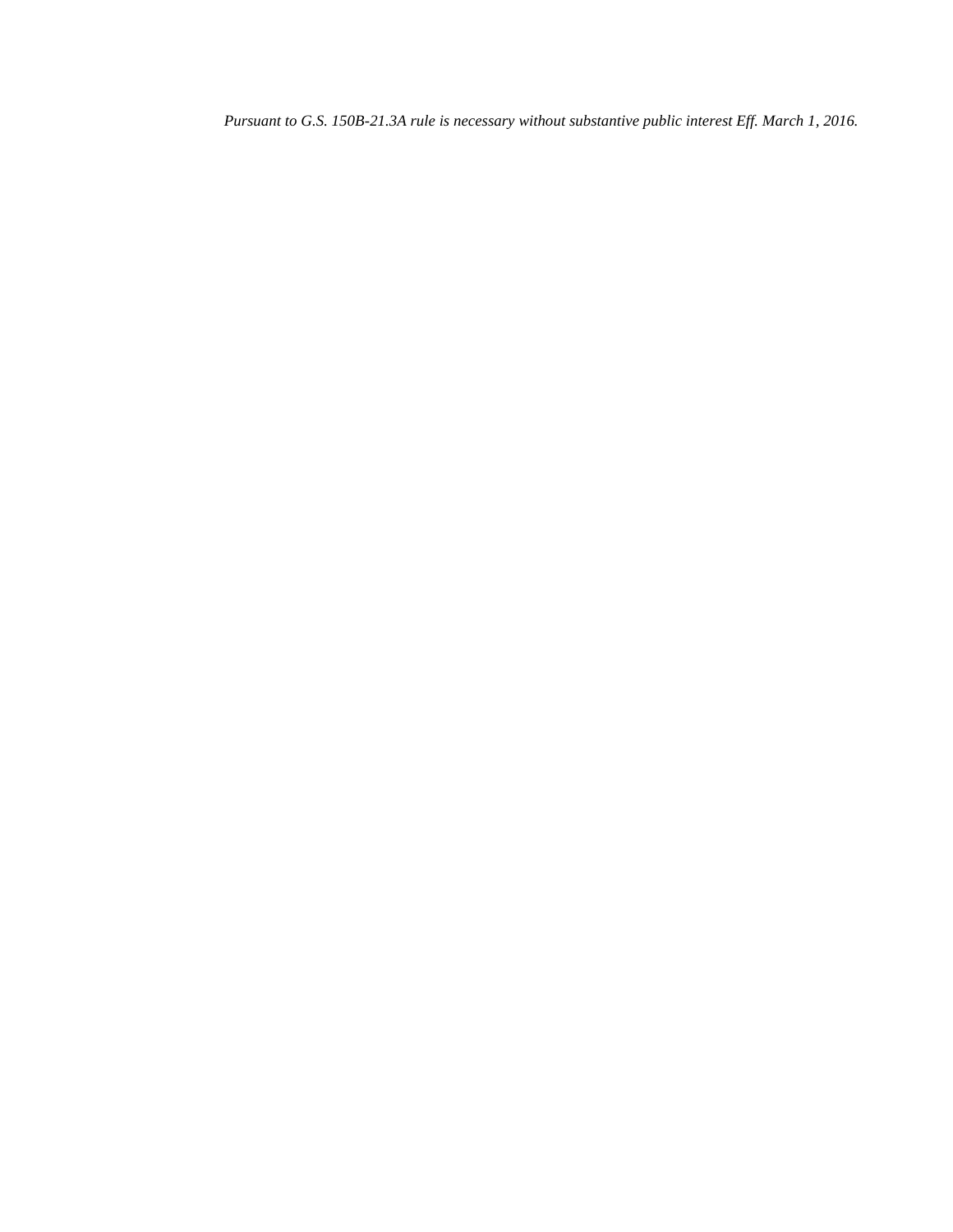*Pursuant to G.S. 150B-21.3A rule is necessary without substantive public interest Eff. March 1, 2016.*